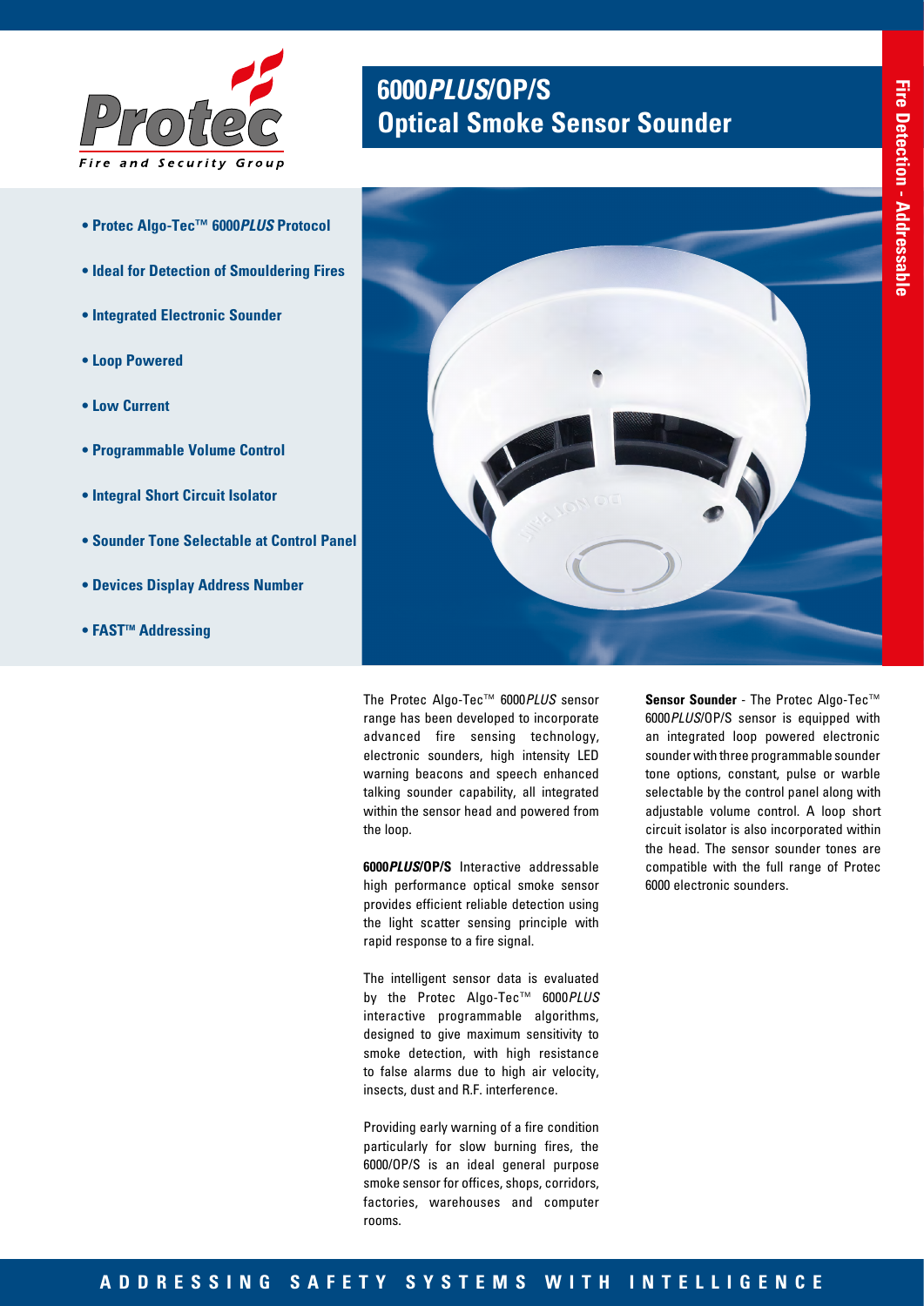# 6000*PLUS*/OP/S
# Optical Smoke Sensor Sounder

Fire Detection - Addressable

- **Protec Algo-Tec™ 6000*PLUS* Protocol**
- **Ideal for Detection of Smouldering Fires**
- **Integrated Electronic Sounder**
- **Loop Powered**
- **Low Current**
- **Programmable Volume Control**
- **Integral Short Circuit Isolator**
- **Sounder Tone Selectable at Control Panel**
- **Devices Display Address Number**
- **FAST™ Addressing**

The Protec Algo-Tec™ 6000*PLUS* sensor range has been developed to incorporate advanced fire sensing technology, electronic sounders, high intensity LED warning beacons and speech enhanced talking sounder capability, all integrated within the sensor head and powered from the loop.

**6000*PLUS*/OP/S** Interactive addressable high performance optical smoke sensor provides efficient reliable detection using the light scatter sensing principle with rapid response to a fire signal.

The intelligent sensor data is evaluated by the Protec Algo-Tec™ 6000*PLUS* interactive programmable algorithms, designed to give maximum sensitivity to smoke detection, with high resistance to false alarms due to high air velocity, insects, dust and R.F. interference.

Providing early warning of a fire condition particularly for slow burning fires, the 6000/OP/S is an ideal general purpose smoke sensor for offices, shops, corridors, factories, warehouses and computer rooms.

**Sensor Sounder** - The Protec Algo-Tec™ 6000*PLUS*/OP/S sensor is equipped with an integrated loop powered electronic sounder with three programmable sounder tone options, constant, pulse or warble selectable by the control panel along with adjustable volume control. A loop short circuit isolator is also incorporated within the head. The sensor sounder tones are compatible with the full range of Protec 6000 electronic sounders.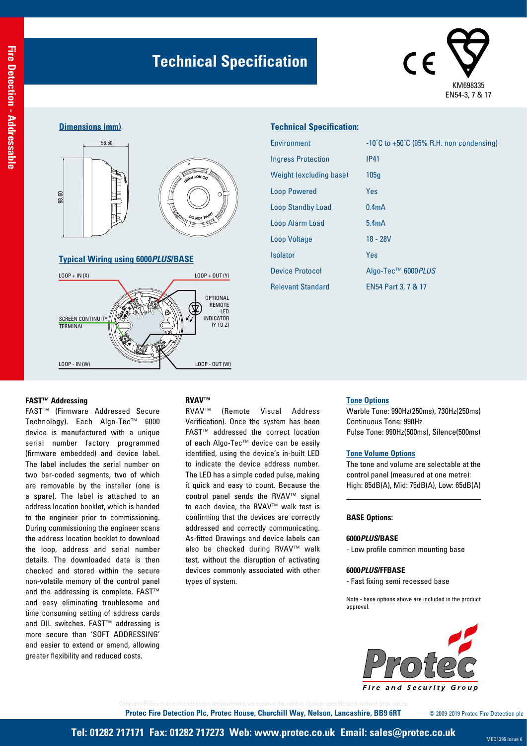# Technical Specification

KM698335
EN54-3, 7 & 17

## Dimensions (mm)

56.50

98.60

## Typical Wiring using 6000*PLUS*/BASE

LOOP + IN (X)
LOOP + OUT (Y)
OPTIONAL REMOTE LED INDICATOR (Y TO Z)
SCREEN CONTINUITY TERMINAL
LOOP - IN (W)
LOOP - OUT (W)

## Technical Specification:

| | |
|---|---|
| Environment | -10˚C to +50˚C (95% R.H. non condensing) |
| Ingress Protection | IP41 |
| Weight (excluding base) | 105g |
| Loop Powered | Yes |
| Loop Standby Load | 0.4mA |
| Loop Alarm Load | 5.4mA |
| Loop Voltage | 18 - 28V |
| Isolator | Yes |
| Device Protocol | Algo-Tec™ 6000*PLUS* |
| Relevant Standard | EN54 Part 3, 7 & 17 |

### FAST™ Addressing

FAST™ (Firmware Addressed Secure Technology). Each Algo-Tec™ 6000 device is manufactured with a unique serial number factory programmed (firmware embedded) and device label. The label includes the serial number on two bar-coded segments, two of which are removable by the installer (one is a spare). The label is attached to an address location booklet, which is handed to the engineer prior to commissioning. During commissioning the engineer scans the address location booklet to download the loop, address and serial number details. The downloaded data is then checked and stored within the secure non-volatile memory of the control panel and the addressing is complete. FAST™ and easy eliminating troublesome and time consuming setting of address cards and DIL switches. FAST™ addressing is more secure than 'SOFT ADDRESSING' and easier to extend or amend, allowing greater flexibility and reduced costs.

### RVAV™

RVAV™ (Remote Visual Address Verification). Once the system has been FAST™ addressed the correct location of each Algo-Tec™ device can be easily identified, using the device's in-built LED to indicate the device address number. The LED has a simple coded pulse, making it quick and easy to count. Because the control panel sends the RVAV™ signal to each device, the RVAV™ walk test is confirming that the devices are correctly addressed and correctly communicating. As-fitted Drawings and device labels can also be checked during RVAV™ walk test, without the disruption of activating devices commonly associated with other types of system.

### Tone Options

Warble Tone: 990Hz(250ms), 730Hz(250ms)
Continuous Tone: 990Hz
Pulse Tone: 990Hz(500ms), Silence(500ms)

### Tone Volume Options

The tone and volume are selectable at the control panel (measured at one metre):
High: 85dB(A), Mid: 75dB(A), Low: 65dB(A)

### BASE Options:

**6000*PLUS*/BASE**
- Low profile common mounting base

**6000*PLUS*/FFBASE**
- Fast fixing semi recessed base

Note - base options above are included in the product approval.

Protec Fire and Security Group

Company Policy is one of continuous improvement, we reserve the right to change specification without prior notice

**Protec Fire Detection Plc, Protec House, Churchill Way, Nelson, Lancashire, BB9 6RT**

© 2009-2019 Protec Fire Detection plc

**Tel: 01282 717171 Fax: 01282 717273 Web: www.protec.co.uk Email: sales@protec.co.uk**

MED1395 Issue 6